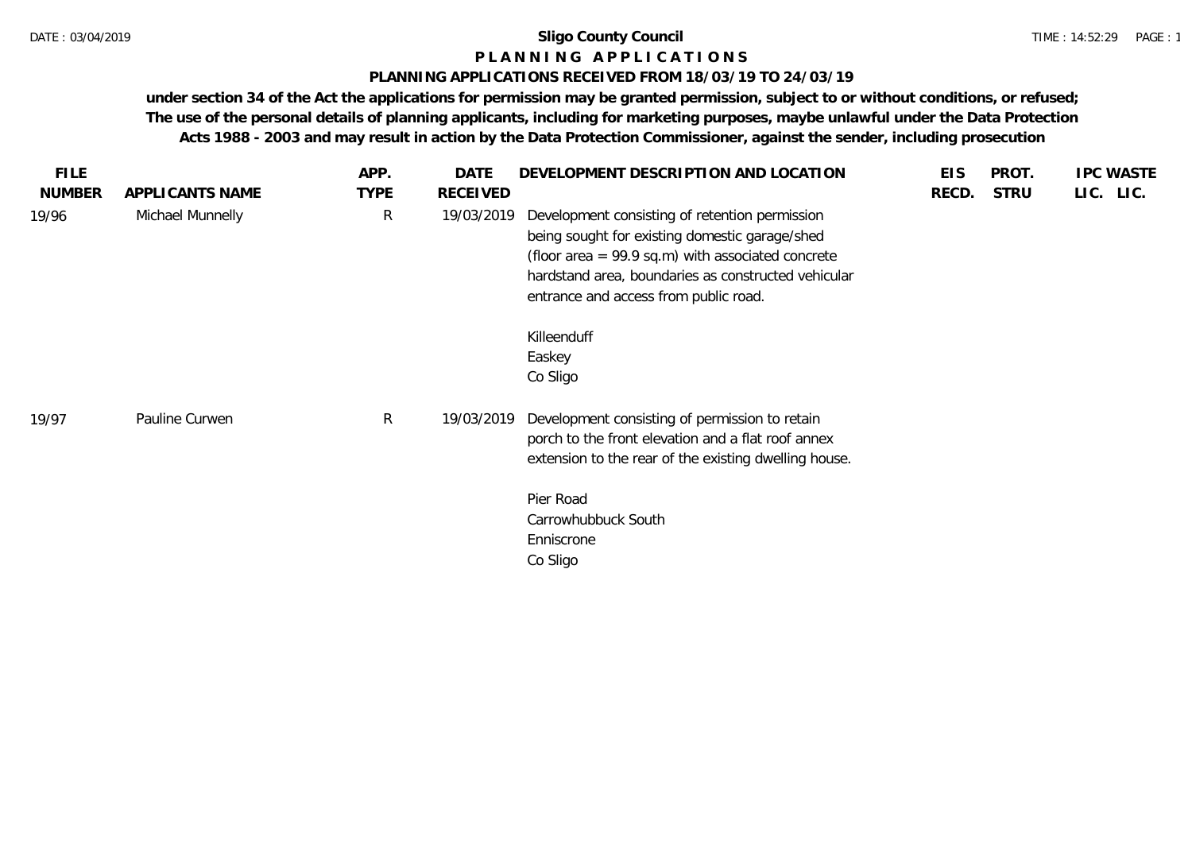# Sligo County Council

## P L A N N I N G   A P P L I C A T I O N S

### PLANNING APPLICATIONS RECEIVED FROM 18/03/19 TO 24/03/19

**under section 34 of the Act the applications for permission may be granted permission, subject to or without conditions, or refused; The use of the personal details of planning applicants, including for marketing purposes, maybe unlawful under the Data Protection Acts 1988 - 2003 and may result in action by the Data Protection Commissioner, against the sender, including prosecution**

| FILE NUMBER | APPLICANTS NAME | APP. TYPE | DATE RECEIVED | DEVELOPMENT DESCRIPTION AND LOCATION | EIS RECD. | PROT. STRU | IPC LIC. | WASTE LIC. |
|---|---|---|---|---|---|---|---|---|
| 19/96 | Michael Munnelly | R | 19/03/2019 | Development consisting of retention permission being sought for existing domestic garage/shed (floor area = 99.9 sq.m) with associated concrete hardstand area, boundaries as constructed vehicular entrance and access from public road.<br><br>Killeenduff<br>Easkey<br>Co Sligo | | | | |
| 19/97 | Pauline Curwen | R | 19/03/2019 | Development consisting of permission to retain porch to the front elevation and a flat roof annex extension to the rear of the existing dwelling house.<br><br>Pier Road<br>Carrowhubbuck South<br>Enniscrone<br>Co Sligo | | | | |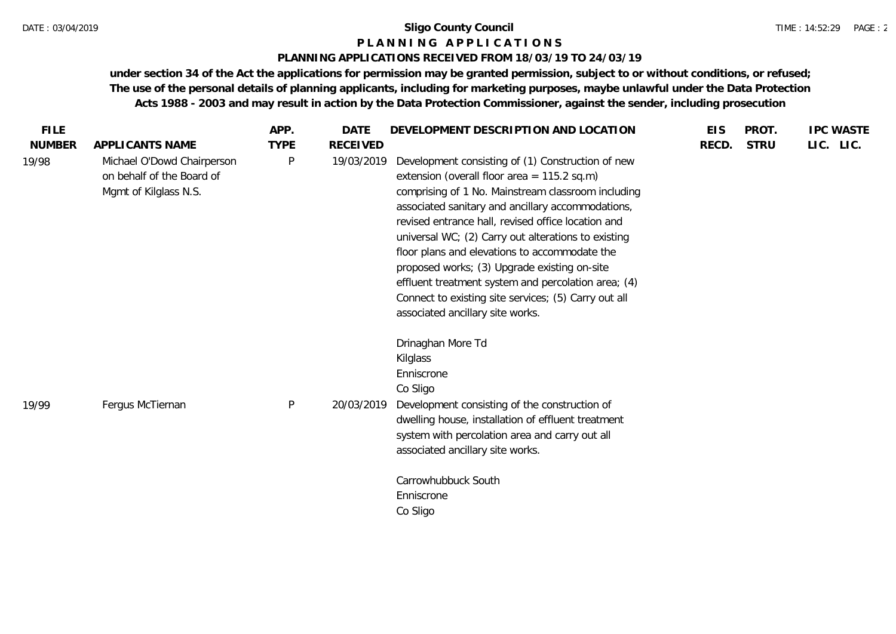**Sligo County Council**

**P L A N N I N G   A P P L I C A T I O N S**

**PLANNING APPLICATIONS RECEIVED FROM 18/03/19 TO 24/03/19**

**under section 34 of the Act the applications for permission may be granted permission, subject to or without conditions, or refused; The use of the personal details of planning applicants, including for marketing purposes, maybe unlawful under the Data Protection Acts 1988 - 2003 and may result in action by the Data Protection Commissioner, against the sender, including prosecution**

| FILE NUMBER | APPLICANTS NAME | APP. TYPE | DATE RECEIVED | DEVELOPMENT DESCRIPTION AND LOCATION | EIS RECD. | PROT. STRU | IPC LIC. | WASTE LIC. |
|---|---|---|---|---|---|---|---|---|
| 19/98 | Michael O'Dowd Chairperson on behalf of the Board of Mgmt of Kilglass N.S. | P | 19/03/2019 | Development consisting of (1) Construction of new extension (overall floor area = 115.2 sq.m) comprising of 1 No. Mainstream classroom including associated sanitary and ancillary accommodations, revised entrance hall, revised office location and universal WC; (2) Carry out alterations to existing floor plans and elevations to accommodate the proposed works; (3) Upgrade existing on-site effluent treatment system and percolation area; (4) Connect to existing site services; (5) Carry out all associated ancillary site works.<br><br>Drinaghan More Td<br>Kilglass<br>Enniscrone<br>Co Sligo | | | | |
| 19/99 | Fergus McTiernan | P | 20/03/2019 | Development consisting of the construction of dwelling house, installation of effluent treatment system with percolation area and carry out all associated ancillary site works.<br><br>Carrowhubbuck South<br>Enniscrone<br>Co Sligo | | | | |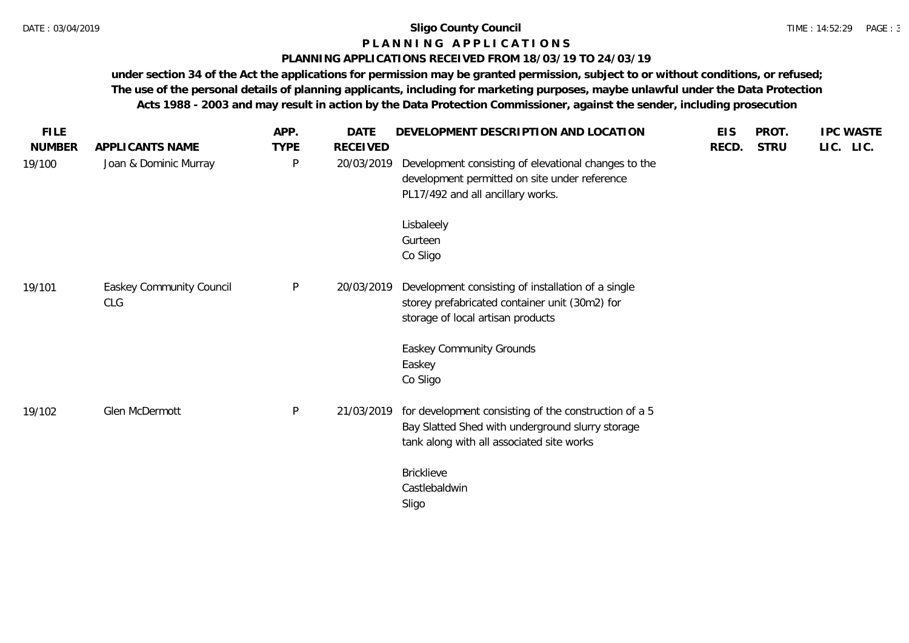**Sligo County Council**

**P L A N N I N G   A P P L I C A T I O N S**

**PLANNING APPLICATIONS RECEIVED FROM 18/03/19 TO 24/03/19**

**under section 34 of the Act the applications for permission may be granted permission, subject to or without conditions, or refused; The use of the personal details of planning applicants, including for marketing purposes, maybe unlawful under the Data Protection Acts 1988 - 2003 and may result in action by the Data Protection Commissioner, against the sender, including prosecution**

| FILE NUMBER | APPLICANTS NAME | APP. TYPE | DATE RECEIVED | DEVELOPMENT DESCRIPTION AND LOCATION | EIS RECD. | PROT. STRU | IPC LIC. | WASTE LIC. |
|---|---|---|---|---|---|---|---|---|
| 19/100 | Joan & Dominic Murray | P | 20/03/2019 | Development consisting of elevational changes to the development permitted on site under reference PL17/492 and all ancillary works.<br><br>Lisbaleely<br>Gurteen<br>Co Sligo | | | | |
| 19/101 | Easkey Community Council CLG | P | 20/03/2019 | Development consisting of installation of a single storey prefabricated container unit (30m2) for storage of local artisan products<br><br>Easkey Community Grounds<br>Easkey<br>Co Sligo | | | | |
| 19/102 | Glen McDermott | P | 21/03/2019 | for development consisting of the construction of a 5 Bay Slatted Shed with underground slurry storage tank along with all associated site works<br><br>Bricklieve<br>Castlebaldwin<br>Sligo | | | | |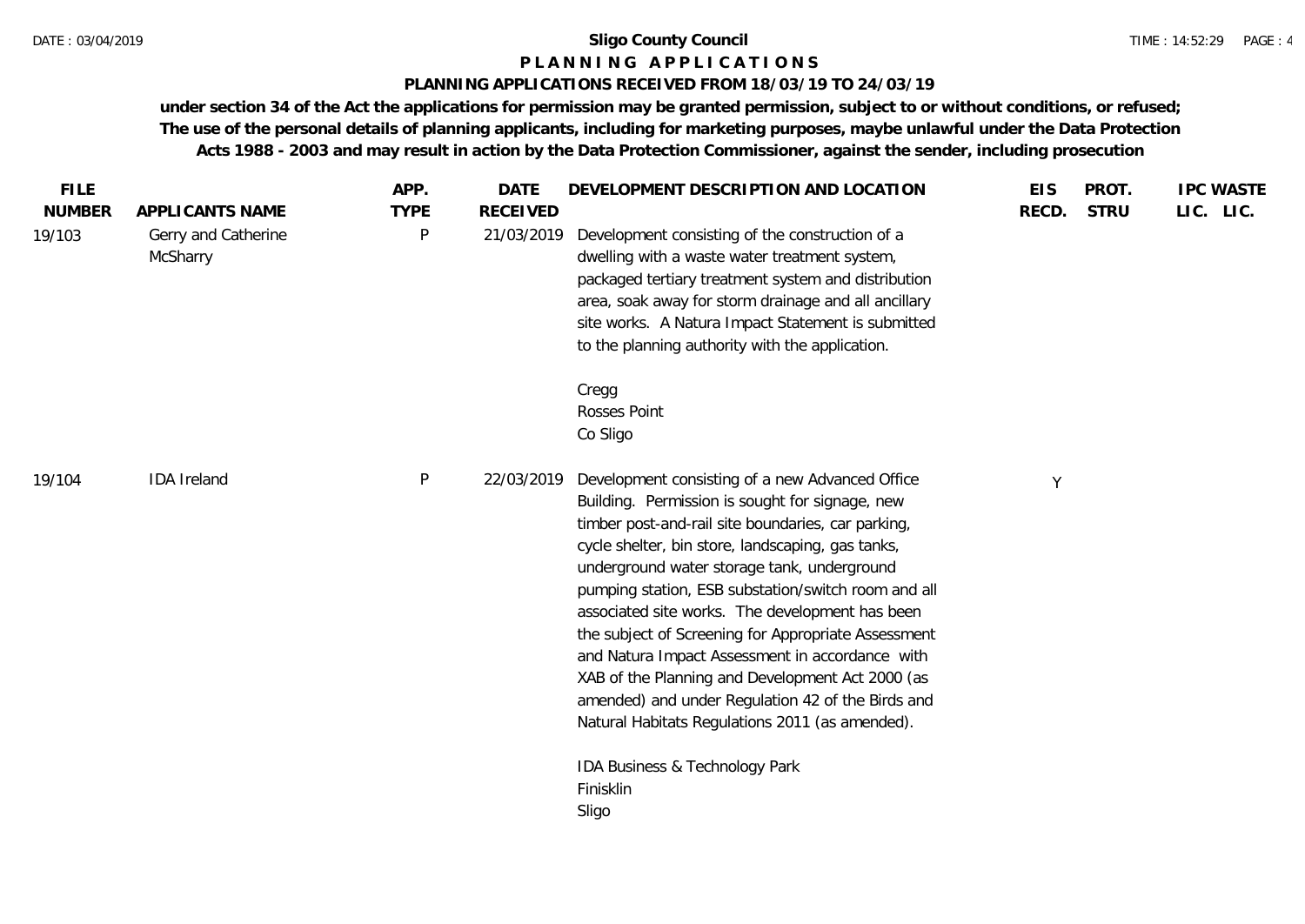**Sligo County Council**

**P L A N N I N G   A P P L I C A T I O N S**

**PLANNING APPLICATIONS RECEIVED FROM 18/03/19 TO 24/03/19**

**under section 34 of the Act the applications for permission may be granted permission, subject to or without conditions, or refused; The use of the personal details of planning applicants, including for marketing purposes, maybe unlawful under the Data Protection Acts 1988 - 2003 and may result in action by the Data Protection Commissioner, against the sender, including prosecution**

| FILE NUMBER | APPLICANTS NAME | APP. TYPE | DATE RECEIVED | DEVELOPMENT DESCRIPTION AND LOCATION | EIS RECD. | PROT. STRU | IPC LIC. | WASTE LIC. |
|---|---|---|---|---|---|---|---|---|
| 19/103 | Gerry and Catherine McSharry | P | 21/03/2019 | Development consisting of the construction of a dwelling with a waste water treatment system, packaged tertiary treatment system and distribution area, soak away for storm drainage and all ancillary site works. A Natura Impact Statement is submitted to the planning authority with the application.<br><br>Cregg<br>Rosses Point<br>Co Sligo | | | | |
| 19/104 | IDA Ireland | P | 22/03/2019 | Development consisting of a new Advanced Office Building. Permission is sought for signage, new timber post-and-rail site boundaries, car parking, cycle shelter, bin store, landscaping, gas tanks, underground water storage tank, underground pumping station, ESB substation/switch room and all associated site works. The development has been the subject of Screening for Appropriate Assessment and Natura Impact Assessment in accordance with XAB of the Planning and Development Act 2000 (as amended) and under Regulation 42 of the Birds and Natural Habitats Regulations 2011 (as amended).<br><br>IDA Business & Technology Park<br>Finisklin<br>Sligo | Y | | | |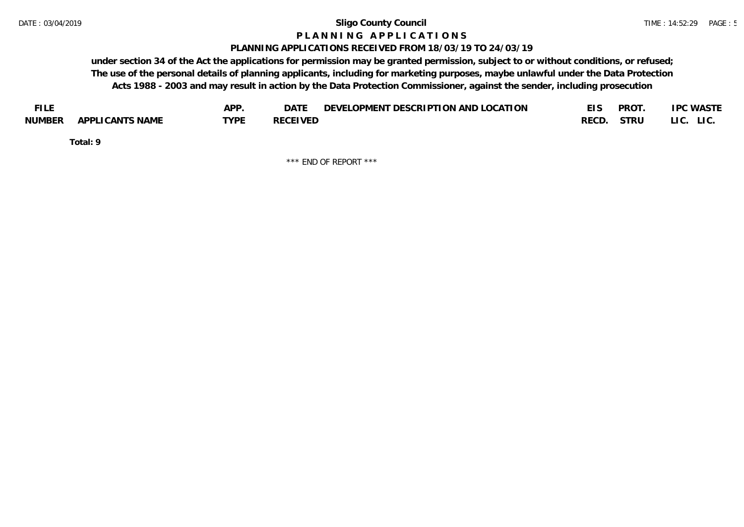# Sligo County Council

## PLANNING APPLICATIONS

### PLANNING APPLICATIONS RECEIVED FROM 18/03/19 TO 24/03/19

**under section 34 of the Act the applications for permission may be granted permission, subject to or without conditions, or refused; The use of the personal details of planning applicants, including for marketing purposes, maybe unlawful under the Data Protection Acts 1988 - 2003 and may result in action by the Data Protection Commissioner, against the sender, including prosecution**

| FILE NUMBER | APPLICANTS NAME | APP. TYPE | DATE RECEIVED | DEVELOPMENT DESCRIPTION AND LOCATION | EIS RECD. | PROT. STRU | IPC LIC. | WASTE LIC. |
|---|---|---|---|---|---|---|---|---|

**Total: 9**

\*\*\* END OF REPORT \*\*\*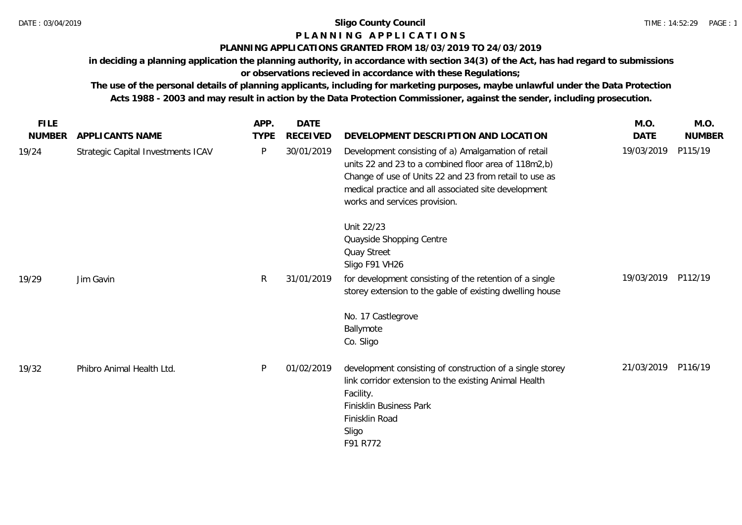# Sligo County Council

## P L A N N I N G A P P L I C A T I O N S

### PLANNING APPLICATIONS GRANTED FROM 18/03/2019 TO 24/03/2019

**in deciding a planning application the planning authority, in accordance with section 34(3) of the Act, has had regard to submissions or observations recieved in accordance with these Regulations;**

**The use of the personal details of planning applicants, including for marketing purposes, maybe unlawful under the Data Protection Acts 1988 - 2003 and may result in action by the Data Protection Commissioner, against the sender, including prosecution.**

| FILE NUMBER | APPLICANTS NAME | APP. TYPE | DATE RECEIVED | DEVELOPMENT DESCRIPTION AND LOCATION | M.O. DATE | M.O. NUMBER |
|---|---|---|---|---|---|---|
| 19/24 | Strategic Capital Investments ICAV | P | 30/01/2019 | Development consisting of a) Amalgamation of retail units 22 and 23 to a combined floor area of 118m2,b) Change of use of Units 22 and 23 from retail to use as medical practice and all associated site development works and services provision.<br><br>Unit 22/23<br>Quayside Shopping Centre<br>Quay Street<br>Sligo F91 VH26 | 19/03/2019 | P115/19 |
| 19/29 | Jim Gavin | R | 31/01/2019 | for development consisting of the retention of a single storey extension to the gable of existing dwelling house<br><br>No. 17 Castlegrove<br>Ballymote<br>Co. Sligo | 19/03/2019 | P112/19 |
| 19/32 | Phibro Animal Health Ltd. | P | 01/02/2019 | development consisting of construction of a single storey link corridor extension to the existing Animal Health Facility.<br>Finisklin Business Park<br>Finisklin Road<br>Sligo<br>F91 R772 | 21/03/2019 | P116/19 |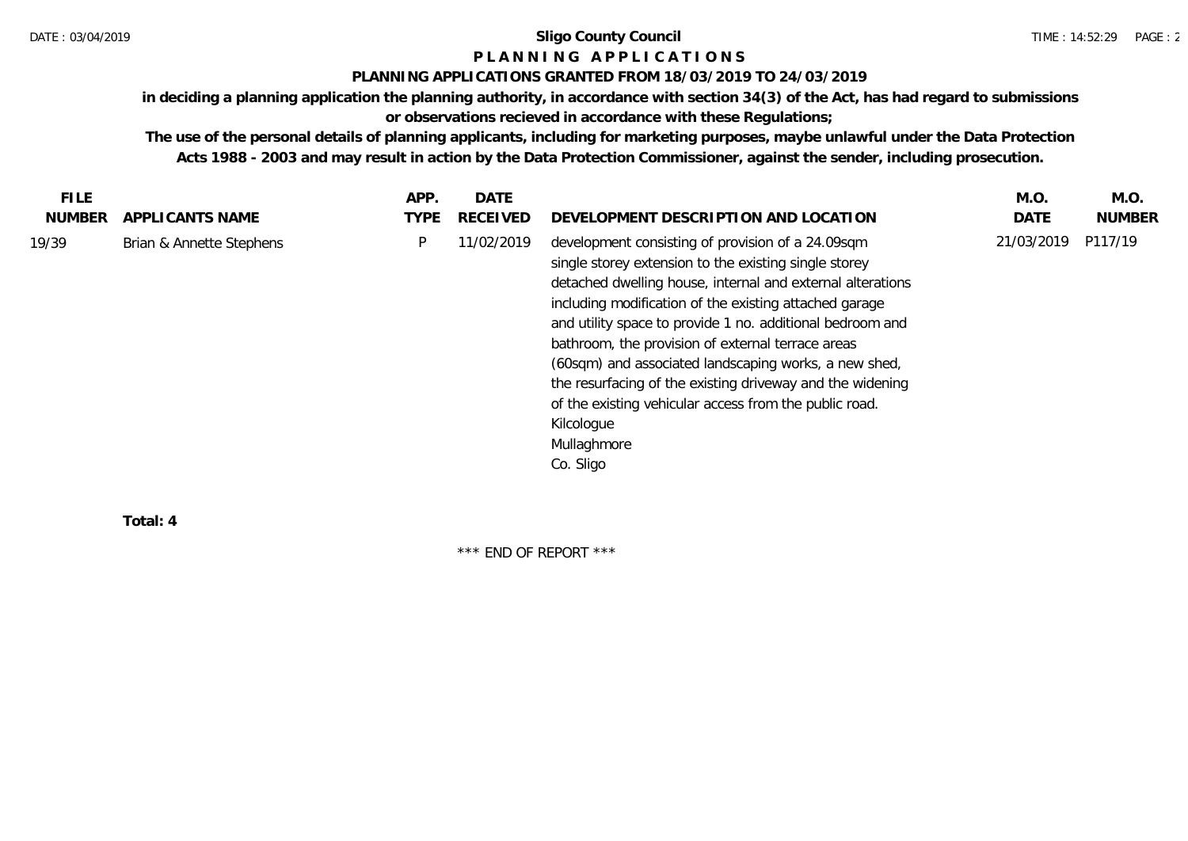# Sligo County Council

## P L A N N I N G  A P P L I C A T I O N S

### PLANNING APPLICATIONS GRANTED FROM 18/03/2019 TO 24/03/2019

**in deciding a planning application the planning authority, in accordance with section 34(3) of the Act, has had regard to submissions or observations recieved in accordance with these Regulations;**

**The use of the personal details of planning applicants, including for marketing purposes, maybe unlawful under the Data Protection Acts 1988 - 2003 and may result in action by the Data Protection Commissioner, against the sender, including prosecution.**

| FILE NUMBER | APPLICANTS NAME | APP. TYPE | DATE RECEIVED | DEVELOPMENT DESCRIPTION AND LOCATION | M.O. DATE | M.O. NUMBER |
|---|---|---|---|---|---|---|
| 19/39 | Brian & Annette Stephens | P | 11/02/2019 | development consisting of provision of a 24.09sqm single storey extension to the existing single storey detached dwelling house, internal and external alterations including modification of the existing attached garage and utility space to provide 1 no. additional bedroom and bathroom, the provision of external terrace areas (60sqm) and associated landscaping works, a new shed, the resurfacing of the existing driveway and the widening of the existing vehicular access from the public road. Kilcologue Mullaghmore Co. Sligo | 21/03/2019 | P117/19 |

**Total: 4**

\*\*\* END OF REPORT \*\*\*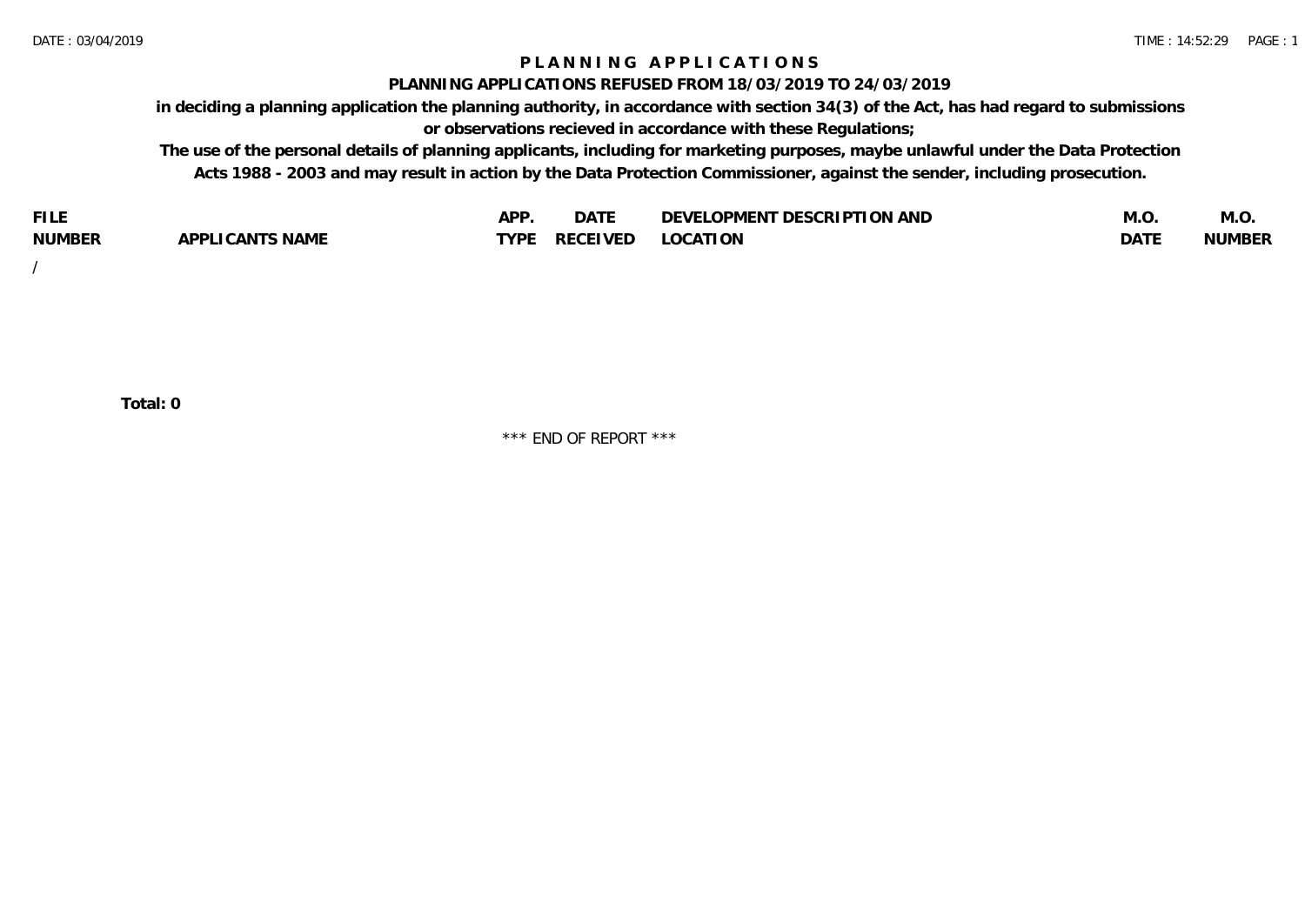# PLANNING APPLICATIONS

## PLANNING APPLICATIONS REFUSED FROM 18/03/2019 TO 24/03/2019

**in deciding a planning application the planning authority, in accordance with section 34(3) of the Act, has had regard to submissions or observations recieved in accordance with these Regulations;**

**The use of the personal details of planning applicants, including for marketing purposes, maybe unlawful under the Data Protection Acts 1988 - 2003 and may result in action by the Data Protection Commissioner, against the sender, including prosecution.**

| FILE NUMBER | APPLICANTS NAME | APP. TYPE | DATE RECEIVED | DEVELOPMENT DESCRIPTION AND LOCATION | M.O. DATE | M.O. NUMBER |
|---|---|---|---|---|---|---|
| / | | | | | | |

**Total: 0**

\*\*\* END OF REPORT \*\*\*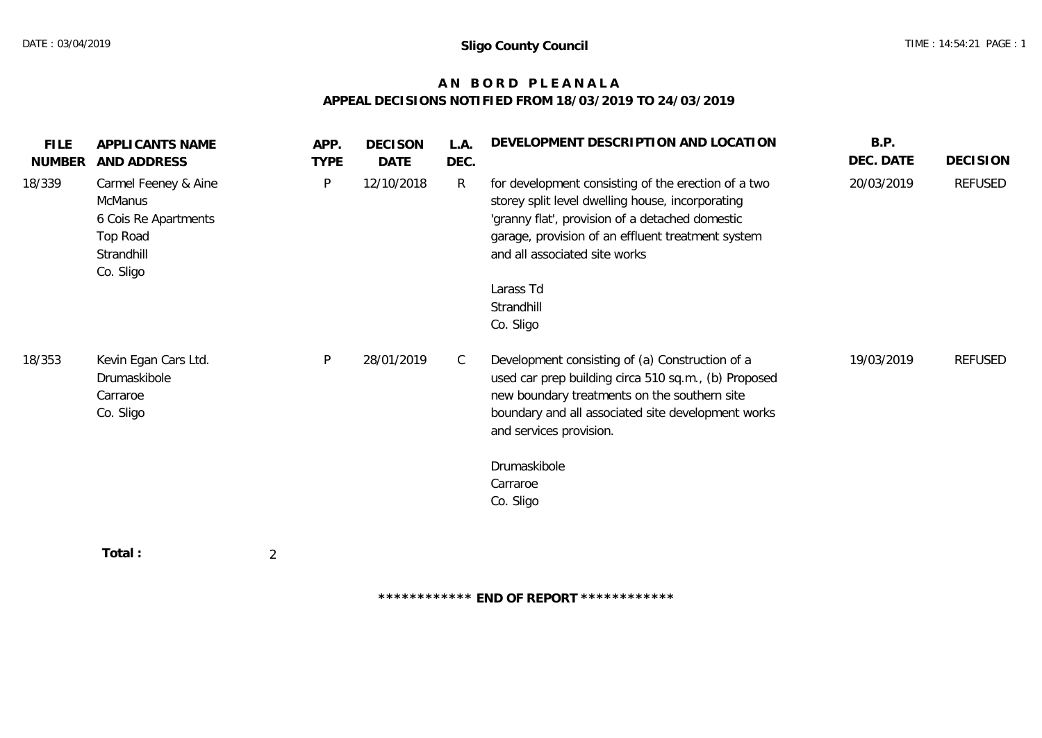**Sligo County Council**

# A N  B O R D  P L E A N A L A

## APPEAL DECISIONS NOTIFIED FROM 18/03/2019 TO 24/03/2019

| FILE NUMBER | APPLICANTS NAME AND ADDRESS | APP. TYPE | DECISON DATE | L.A. DEC. | DEVELOPMENT DESCRIPTION AND LOCATION | B.P. DEC. DATE | DECISION |
|---|---|---|---|---|---|---|---|
| 18/339 | Carmel Feeney & Aine McManus<br>6 Cois Re Apartments<br>Top Road<br>Strandhill<br>Co. Sligo | P | 12/10/2018 | R | for development consisting of the erection of a two storey split level dwelling house, incorporating 'granny flat', provision of a detached domestic garage, provision of an effluent treatment system and all associated site works<br><br>Larass Td<br>Strandhill<br>Co. Sligo | 20/03/2019 | REFUSED |
| 18/353 | Kevin Egan Cars Ltd.<br>Drumaskibole<br>Carraroe<br>Co. Sligo | P | 28/01/2019 | C | Development consisting of (a) Construction of a used car prep building circa 510 sq.m., (b) Proposed new boundary treatments on the southern site boundary and all associated site development works and services provision.<br><br>Drumaskibole<br>Carraroe<br>Co. Sligo | 19/03/2019 | REFUSED |

**Total :** 2

************ **END OF REPORT** ************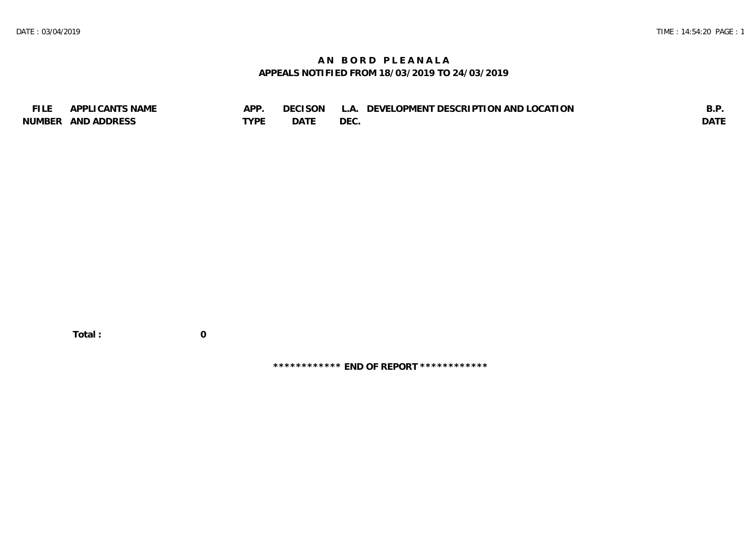# A N B O R D P L E A N A L A

## APPEALS NOTIFIED FROM 18/03/2019 TO 24/03/2019

| FILE NUMBER | APPLICANTS NAME AND ADDRESS | APP. TYPE | DECISON DATE | L.A. DEC. | DEVELOPMENT DESCRIPTION AND LOCATION | B.P. DATE |
|---|---|---|---|---|---|---|

**Total : 0**

**************** END OF REPORT ****************